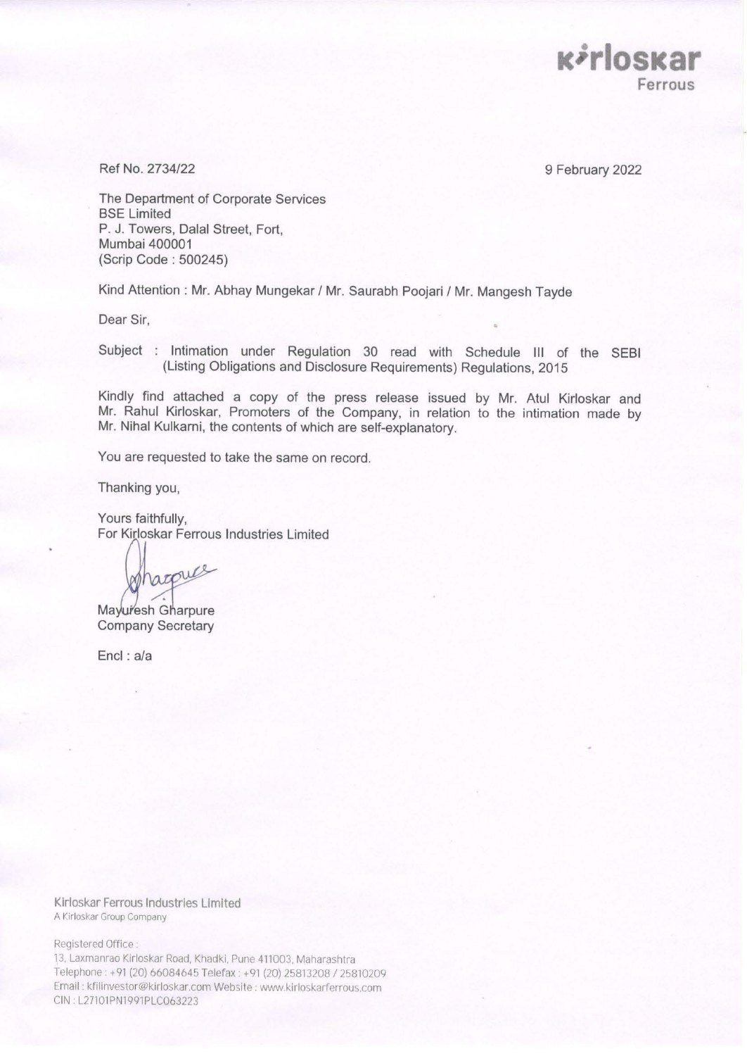Kirloskar Ferrous

Ref No. 2734/22

9 February 2022

The Department of Corporate Services
BSE Limited
P. J. Towers, Dalal Street, Fort,
Mumbai 400001
(Scrip Code : 500245)

Kind Attention : Mr. Abhay Mungekar / Mr. Saurabh Poojari / Mr. Mangesh Tayde

Dear Sir,

Subject : Intimation under Regulation 30 read with Schedule III of the SEBI (Listing Obligations and Disclosure Requirements) Regulations, 2015

Kindly find attached a copy of the press release issued by Mr. Atul Kirloskar and Mr. Rahul Kirloskar, Promoters of the Company, in relation to the intimation made by Mr. Nihal Kulkarni, the contents of which are self-explanatory.

You are requested to take the same on record.

Thanking you,

Yours faithfully,
For Kirloskar Ferrous Industries Limited

Mayuresh Gharpure
Company Secretary

Encl : a/a

Kirloskar Ferrous Industries Limited
A Kirloskar Group Company

Registered Office :
13, Laxmanrao Kirloskar Road, Khadki, Pune 411003, Maharashtra
Telephone : +91 (20) 66084645 Telefax : +91 (20) 25813208 / 25810209
Email : kfilinvestor@kirloskar.com Website : www.kirloskarferrous.com
CIN : L27101PN1991PLC063223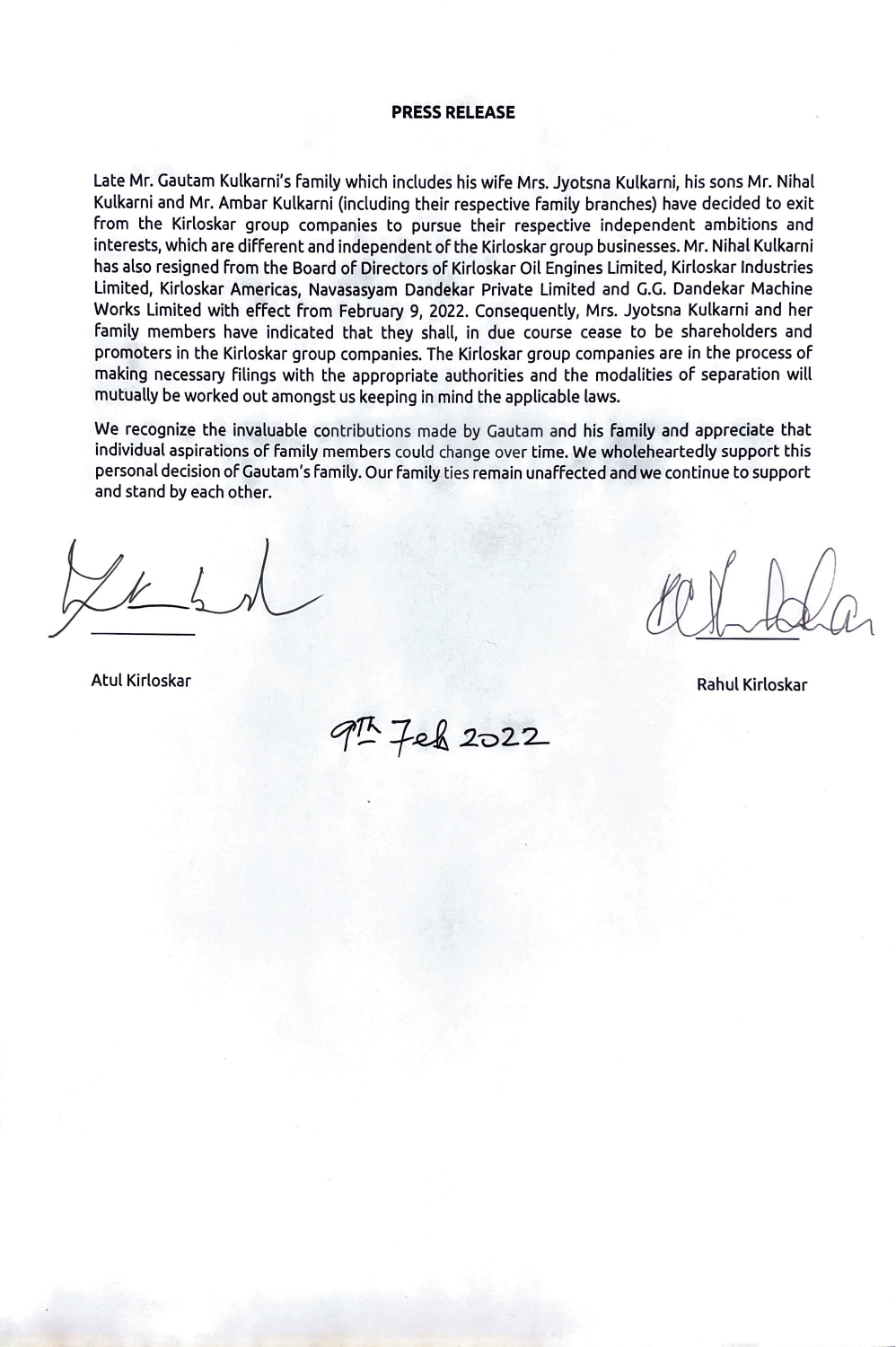**PRESS RELEASE**

Late Mr. Gautam Kulkarni's family which includes his wife Mrs. Jyotsna Kulkarni, his sons Mr. Nihal Kulkarni and Mr. Ambar Kulkarni (including their respective family branches) have decided to exit from the Kirloskar group companies to pursue their respective independent ambitions and interests, which are different and independent of the Kirloskar group businesses. Mr. Nihal Kulkarni has also resigned from the Board of Directors of Kirloskar Oil Engines Limited, Kirloskar Industries Limited, Kirloskar Americas, Navasasyam Dandekar Private Limited and G.G. Dandekar Machine Works Limited with effect from February 9, 2022. Consequently, Mrs. Jyotsna Kulkarni and her family members have indicated that they shall, in due course cease to be shareholders and promoters in the Kirloskar group companies. The Kirloskar group companies are in the process of making necessary filings with the appropriate authorities and the modalities of separation will mutually be worked out amongst us keeping in mind the applicable laws.

We recognize the invaluable contributions made by Gautam and his family and appreciate that individual aspirations of family members could change over time. We wholeheartedly support this personal decision of Gautam's family. Our family ties remain unaffected and we continue to support and stand by each other.

Atul Kirloskar

Rahul Kirloskar

9th Feb 2022